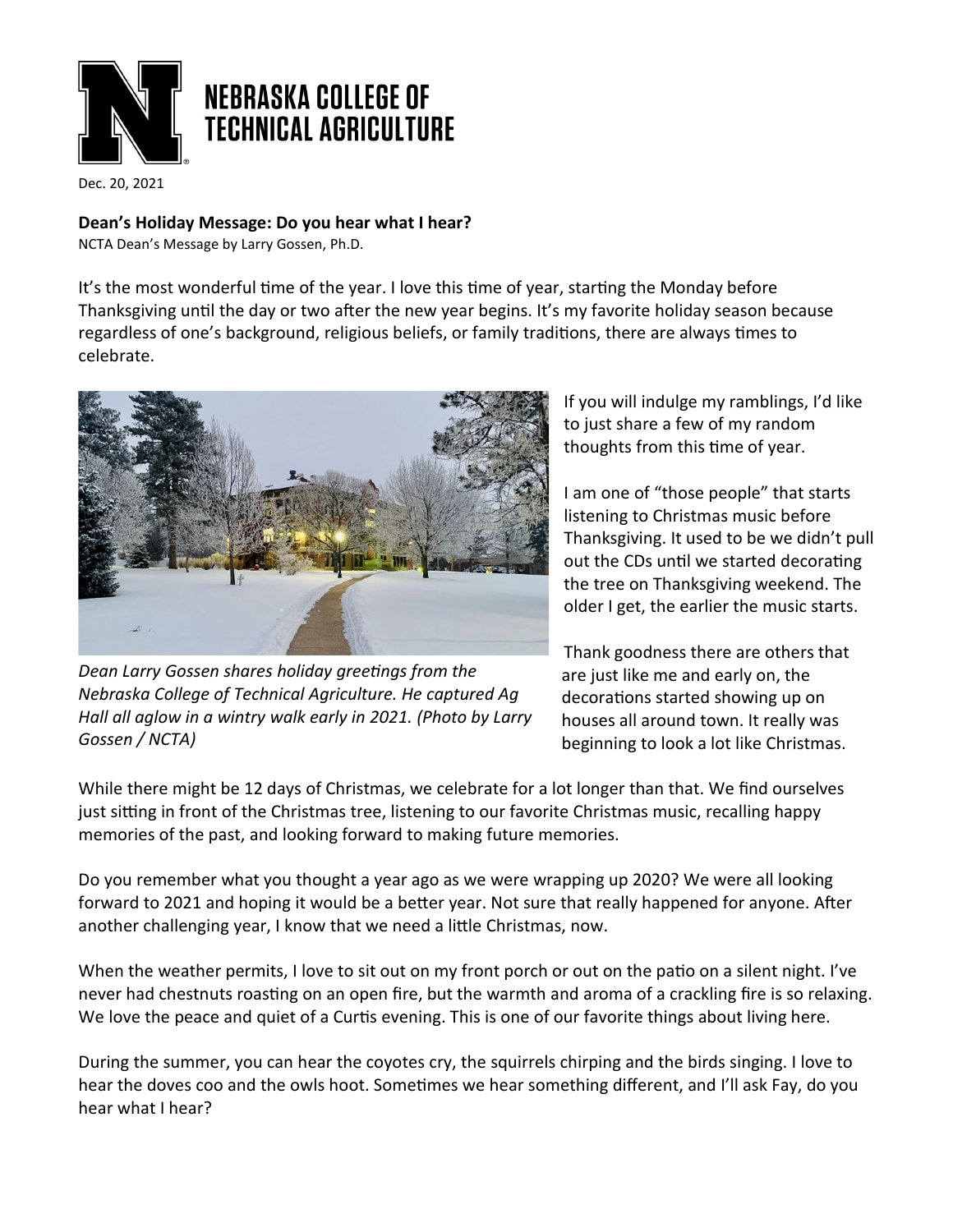# NEBRASKA COLLEGE OF TECHNICAL AGRICULTURE

Dec. 20, 2021

**Dean's Holiday Message: Do you hear what I hear?**

NCTA Dean's Message by Larry Gossen, Ph.D.

It's the most wonderful time of the year. I love this time of year, starting the Monday before Thanksgiving until the day or two after the new year begins. It's my favorite holiday season because regardless of one's background, religious beliefs, or family traditions, there are always times to celebrate.

*Dean Larry Gossen shares holiday greetings from the Nebraska College of Technical Agriculture. He captured Ag Hall all aglow in a wintry walk early in 2021. (Photo by Larry Gossen / NCTA)*

If you will indulge my ramblings, I'd like to just share a few of my random thoughts from this time of year.

I am one of "those people" that starts listening to Christmas music before Thanksgiving. It used to be we didn't pull out the CDs until we started decorating the tree on Thanksgiving weekend. The older I get, the earlier the music starts.

Thank goodness there are others that are just like me and early on, the decorations started showing up on houses all around town. It really was beginning to look a lot like Christmas.

While there might be 12 days of Christmas, we celebrate for a lot longer than that. We find ourselves just sitting in front of the Christmas tree, listening to our favorite Christmas music, recalling happy memories of the past, and looking forward to making future memories.

Do you remember what you thought a year ago as we were wrapping up 2020? We were all looking forward to 2021 and hoping it would be a better year. Not sure that really happened for anyone. After another challenging year, I know that we need a little Christmas, now.

When the weather permits, I love to sit out on my front porch or out on the patio on a silent night. I've never had chestnuts roasting on an open fire, but the warmth and aroma of a crackling fire is so relaxing. We love the peace and quiet of a Curtis evening. This is one of our favorite things about living here.

During the summer, you can hear the coyotes cry, the squirrels chirping and the birds singing. I love to hear the doves coo and the owls hoot. Sometimes we hear something different, and I'll ask Fay, do you hear what I hear?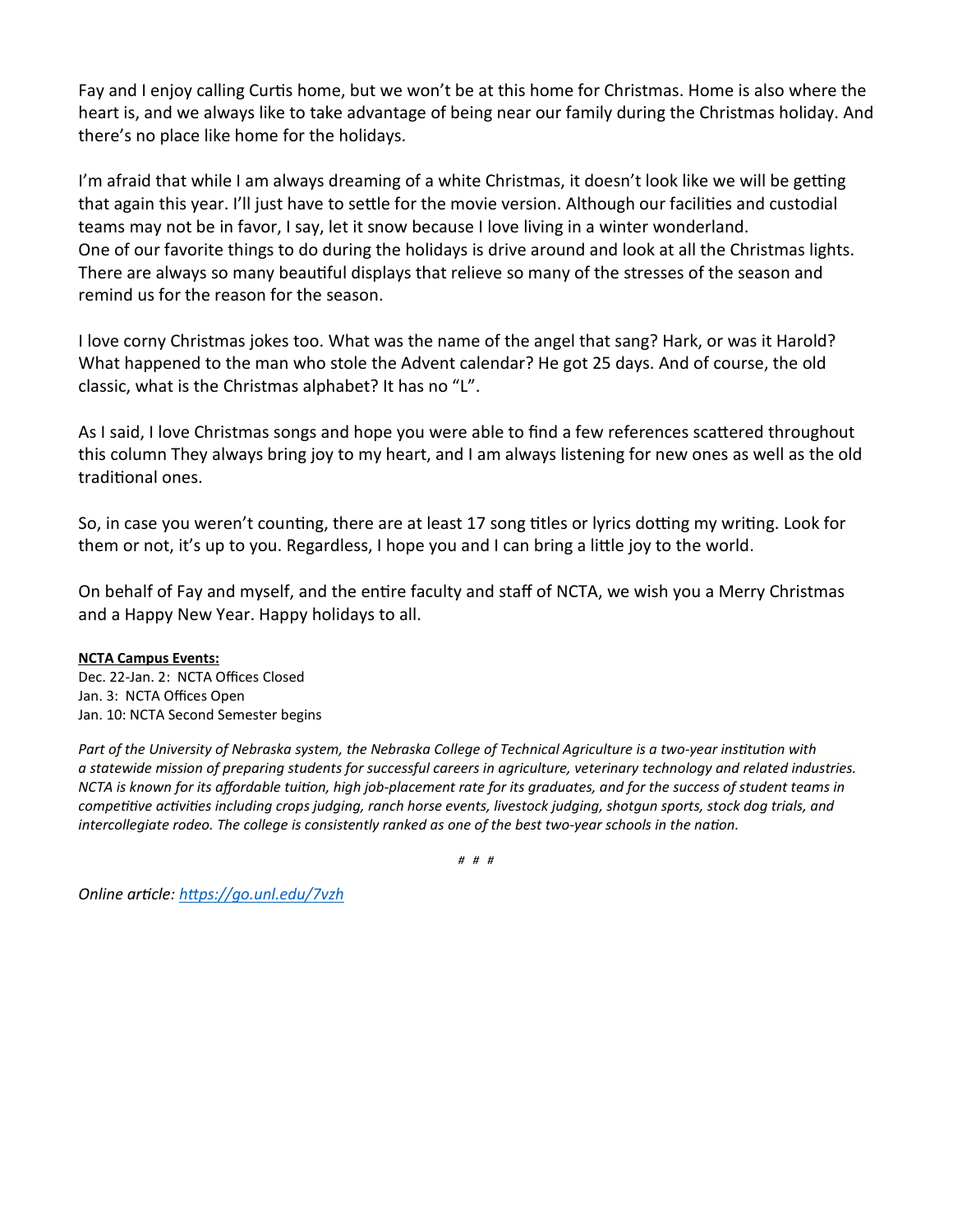Fay and I enjoy calling Curtis home, but we won't be at this home for Christmas. Home is also where the heart is, and we always like to take advantage of being near our family during the Christmas holiday. And there's no place like home for the holidays.

I'm afraid that while I am always dreaming of a white Christmas, it doesn't look like we will be getting that again this year. I'll just have to settle for the movie version. Although our facilities and custodial teams may not be in favor, I say, let it snow because I love living in a winter wonderland.
One of our favorite things to do during the holidays is drive around and look at all the Christmas lights. There are always so many beautiful displays that relieve so many of the stresses of the season and remind us for the reason for the season.

I love corny Christmas jokes too. What was the name of the angel that sang? Hark, or was it Harold? What happened to the man who stole the Advent calendar? He got 25 days. And of course, the old classic, what is the Christmas alphabet? It has no "L".

As I said, I love Christmas songs and hope you were able to find a few references scattered throughout this column They always bring joy to my heart, and I am always listening for new ones as well as the old traditional ones.

So, in case you weren't counting, there are at least 17 song titles or lyrics dotting my writing. Look for them or not, it's up to you. Regardless, I hope you and I can bring a little joy to the world.

On behalf of Fay and myself, and the entire faculty and staff of NCTA, we wish you a Merry Christmas and a Happy New Year. Happy holidays to all.

**NCTA Campus Events:**
Dec. 22-Jan. 2: NCTA Offices Closed
Jan. 3: NCTA Offices Open
Jan. 10: NCTA Second Semester begins

*Part of the University of Nebraska system, the Nebraska College of Technical Agriculture is a two-year institution with a statewide mission of preparing students for successful careers in agriculture, veterinary technology and related industries. NCTA is known for its affordable tuition, high job-placement rate for its graduates, and for the success of student teams in competitive activities including crops judging, ranch horse events, livestock judging, shotgun sports, stock dog trials, and intercollegiate rodeo. The college is consistently ranked as one of the best two-year schools in the nation.*

*# # #*

*Online article: https://go.unl.edu/7vzh*